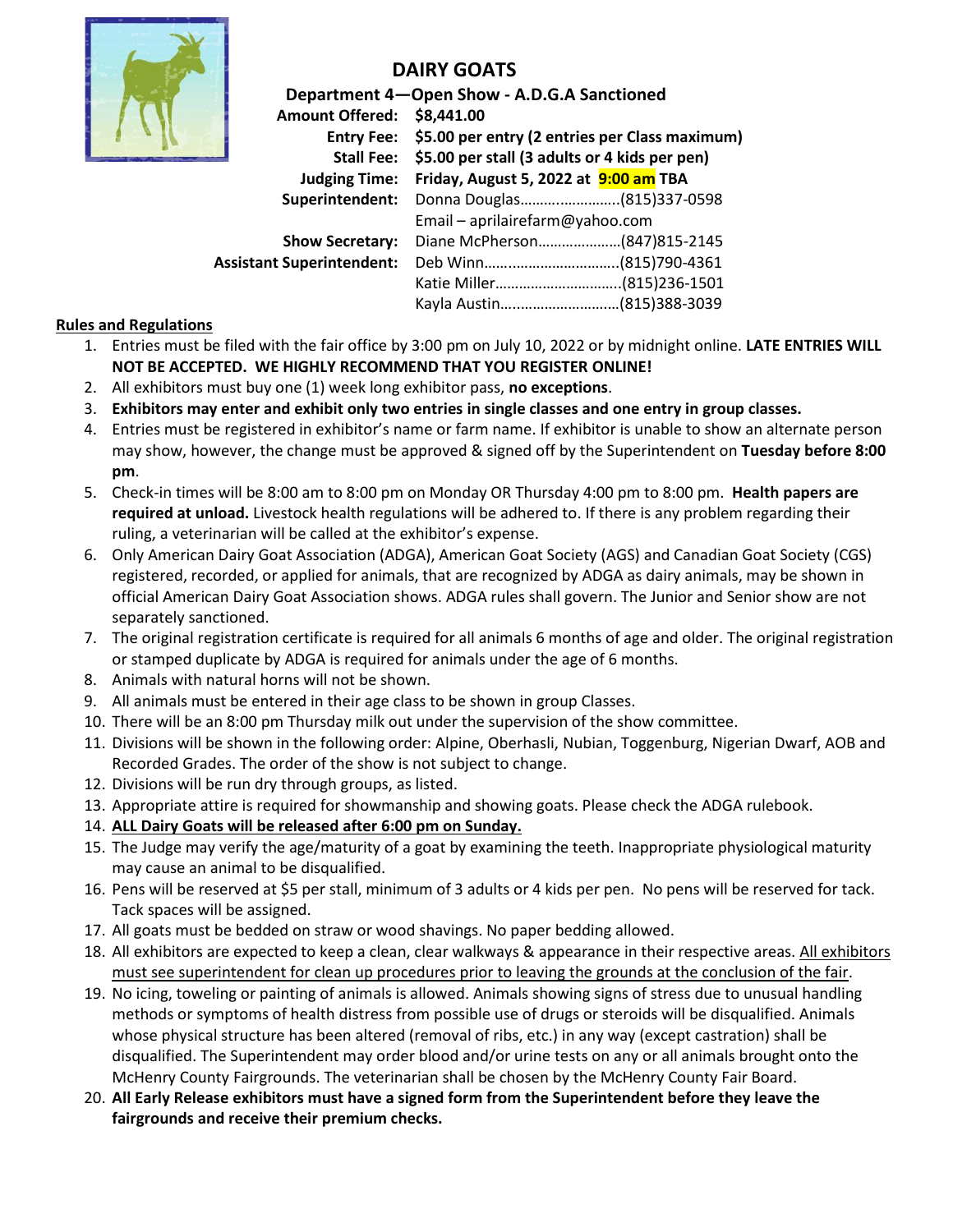# DAIRY GOATS

**Department 4—Open Show - A.D.G.A Sanctioned**

| | |
|---|---|
| **Amount Offered:** | **$8,441.00** |
| **Entry Fee:** | **$5.00 per entry (2 entries per Class maximum)** |
| **Stall Fee:** | **$5.00 per stall (3 adults or 4 kids per pen)** |
| **Judging Time:** | **Friday, August 5, 2022 at 9:00 am TBA** |
| **Superintendent:** | Donna Douglas……….…………..(815)337-0598 |
| | Email – aprilairefarm@yahoo.com |
| **Show Secretary:** | Diane McPherson…………………(847)815-2145 |
| **Assistant Superintendent:** | Deb Winn……..……………………..(815)790-4361 |
| | Katie Miller………………………….(815)236-1501 |
| | Kayla Austin….………………………(815)388-3039 |

## Rules and Regulations

1. Entries must be filed with the fair office by 3:00 pm on July 10, 2022 or by midnight online. **LATE ENTRIES WILL NOT BE ACCEPTED. WE HIGHLY RECOMMEND THAT YOU REGISTER ONLINE!**
2. All exhibitors must buy one (1) week long exhibitor pass, **no exceptions**.
3. **Exhibitors may enter and exhibit only two entries in single classes and one entry in group classes.**
4. Entries must be registered in exhibitor's name or farm name. If exhibitor is unable to show an alternate person may show, however, the change must be approved & signed off by the Superintendent on **Tuesday before 8:00 pm**.
5. Check-in times will be 8:00 am to 8:00 pm on Monday OR Thursday 4:00 pm to 8:00 pm. **Health papers are required at unload.** Livestock health regulations will be adhered to. If there is any problem regarding their ruling, a veterinarian will be called at the exhibitor's expense.
6. Only American Dairy Goat Association (ADGA), American Goat Society (AGS) and Canadian Goat Society (CGS) registered, recorded, or applied for animals, that are recognized by ADGA as dairy animals, may be shown in official American Dairy Goat Association shows. ADGA rules shall govern. The Junior and Senior show are not separately sanctioned.
7. The original registration certificate is required for all animals 6 months of age and older. The original registration or stamped duplicate by ADGA is required for animals under the age of 6 months.
8. Animals with natural horns will not be shown.
9. All animals must be entered in their age class to be shown in group Classes.
10. There will be an 8:00 pm Thursday milk out under the supervision of the show committee.
11. Divisions will be shown in the following order: Alpine, Oberhasli, Nubian, Toggenburg, Nigerian Dwarf, AOB and Recorded Grades. The order of the show is not subject to change.
12. Divisions will be run dry through groups, as listed.
13. Appropriate attire is required for showmanship and showing goats. Please check the ADGA rulebook.
14. **ALL Dairy Goats will be released after 6:00 pm on Sunday.**
15. The Judge may verify the age/maturity of a goat by examining the teeth. Inappropriate physiological maturity may cause an animal to be disqualified.
16. Pens will be reserved at $5 per stall, minimum of 3 adults or 4 kids per pen. No pens will be reserved for tack. Tack spaces will be assigned.
17. All goats must be bedded on straw or wood shavings. No paper bedding allowed.
18. All exhibitors are expected to keep a clean, clear walkways & appearance in their respective areas. All exhibitors must see superintendent for clean up procedures prior to leaving the grounds at the conclusion of the fair.
19. No icing, toweling or painting of animals is allowed. Animals showing signs of stress due to unusual handling methods or symptoms of health distress from possible use of drugs or steroids will be disqualified. Animals whose physical structure has been altered (removal of ribs, etc.) in any way (except castration) shall be disqualified. The Superintendent may order blood and/or urine tests on any or all animals brought onto the McHenry County Fairgrounds. The veterinarian shall be chosen by the McHenry County Fair Board.
20. **All Early Release exhibitors must have a signed form from the Superintendent before they leave the fairgrounds and receive their premium checks.**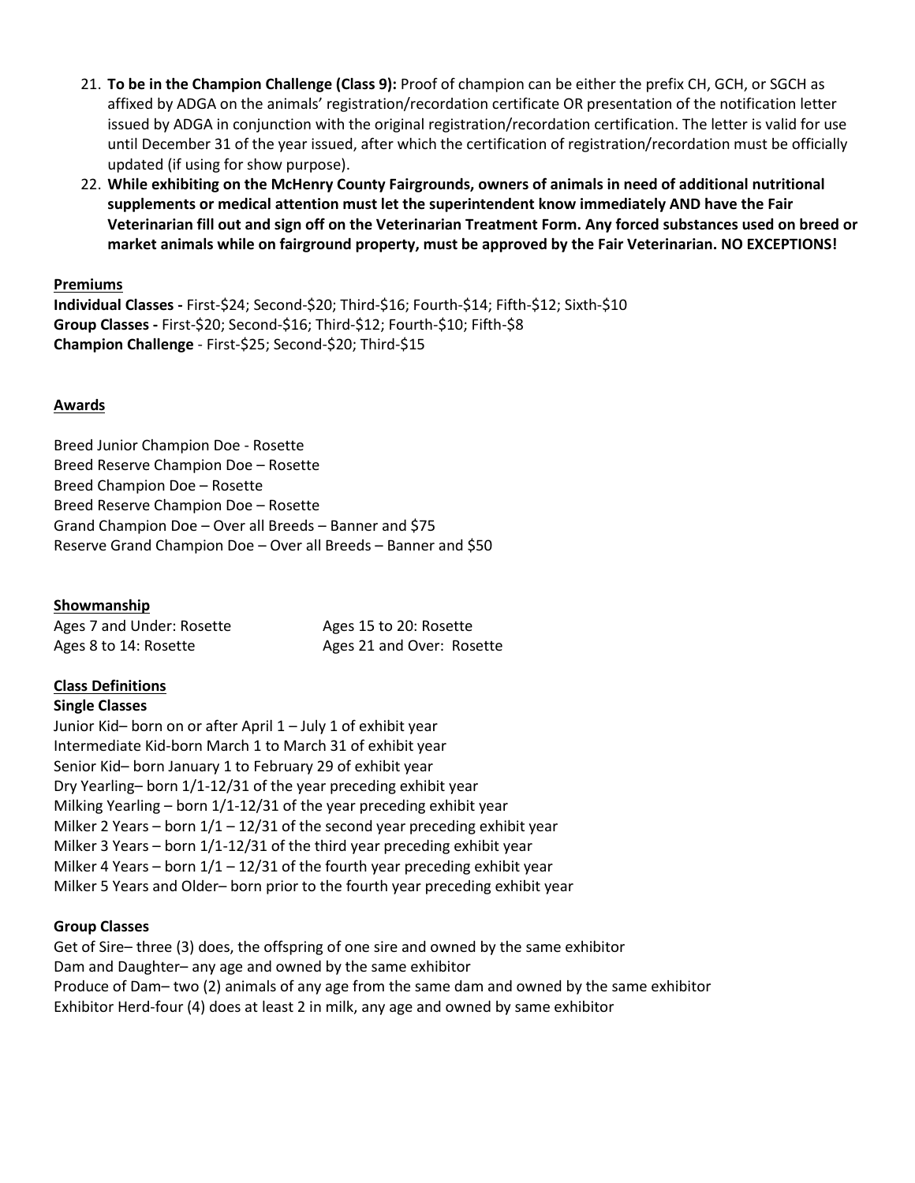21. **To be in the Champion Challenge (Class 9):** Proof of champion can be either the prefix CH, GCH, or SGCH as affixed by ADGA on the animals' registration/recordation certificate OR presentation of the notification letter issued by ADGA in conjunction with the original registration/recordation certification. The letter is valid for use until December 31 of the year issued, after which the certification of registration/recordation must be officially updated (if using for show purpose).
22. **While exhibiting on the McHenry County Fairgrounds, owners of animals in need of additional nutritional supplements or medical attention must let the superintendent know immediately AND have the Fair Veterinarian fill out and sign off on the Veterinarian Treatment Form. Any forced substances used on breed or market animals while on fairground property, must be approved by the Fair Veterinarian. NO EXCEPTIONS!**

## Premiums

**Individual Classes -** First-$24; Second-$20; Third-$16; Fourth-$14; Fifth-$12; Sixth-$10
**Group Classes -** First-$20; Second-$16; Third-$12; Fourth-$10; Fifth-$8
**Champion Challenge** - First-$25; Second-$20; Third-$15

## Awards

Breed Junior Champion Doe - Rosette
Breed Reserve Champion Doe – Rosette
Breed Champion Doe – Rosette
Breed Reserve Champion Doe – Rosette
Grand Champion Doe – Over all Breeds – Banner and $75
Reserve Grand Champion Doe – Over all Breeds – Banner and $50

## Showmanship

Ages 7 and Under: Rosette
Ages 8 to 14: Rosette
Ages 15 to 20: Rosette
Ages 21 and Over: Rosette

## Class Definitions

### Single Classes

Junior Kid– born on or after April 1 – July 1 of exhibit year
Intermediate Kid-born March 1 to March 31 of exhibit year
Senior Kid– born January 1 to February 29 of exhibit year
Dry Yearling– born 1/1-12/31 of the year preceding exhibit year
Milking Yearling – born 1/1-12/31 of the year preceding exhibit year
Milker 2 Years – born 1/1 – 12/31 of the second year preceding exhibit year
Milker 3 Years – born 1/1-12/31 of the third year preceding exhibit year
Milker 4 Years – born 1/1 – 12/31 of the fourth year preceding exhibit year
Milker 5 Years and Older– born prior to the fourth year preceding exhibit year

### Group Classes

Get of Sire– three (3) does, the offspring of one sire and owned by the same exhibitor
Dam and Daughter– any age and owned by the same exhibitor
Produce of Dam– two (2) animals of any age from the same dam and owned by the same exhibitor
Exhibitor Herd-four (4) does at least 2 in milk, any age and owned by same exhibitor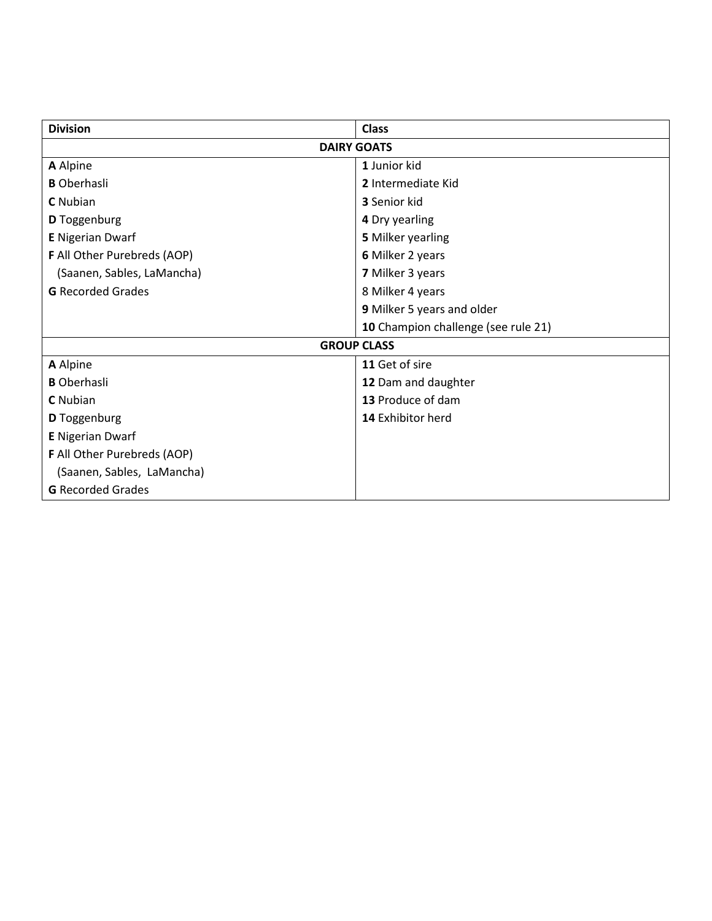| Division | Class |
|---|---|
| **DAIRY GOATS** | |
| **A** Alpine | **1** Junior kid |
| **B** Oberhasli | **2** Intermediate Kid |
| **C** Nubian | **3** Senior kid |
| **D** Toggenburg | **4** Dry yearling |
| **E** Nigerian Dwarf | **5** Milker yearling |
| **F** All Other Purebreds (AOP) | **6** Milker 2 years |
| (Saanen, Sables, LaMancha) | **7** Milker 3 years |
| **G** Recorded Grades | 8 Milker 4 years |
| | **9** Milker 5 years and older |
| | **10** Champion challenge (see rule 21) |
| **GROUP CLASS** | |
| **A** Alpine | **11** Get of sire |
| **B** Oberhasli | **12** Dam and daughter |
| **C** Nubian | **13** Produce of dam |
| **D** Toggenburg | **14** Exhibitor herd |
| **E** Nigerian Dwarf | |
| **F** All Other Purebreds (AOP) | |
| (Saanen, Sables, LaMancha) | |
| **G** Recorded Grades | |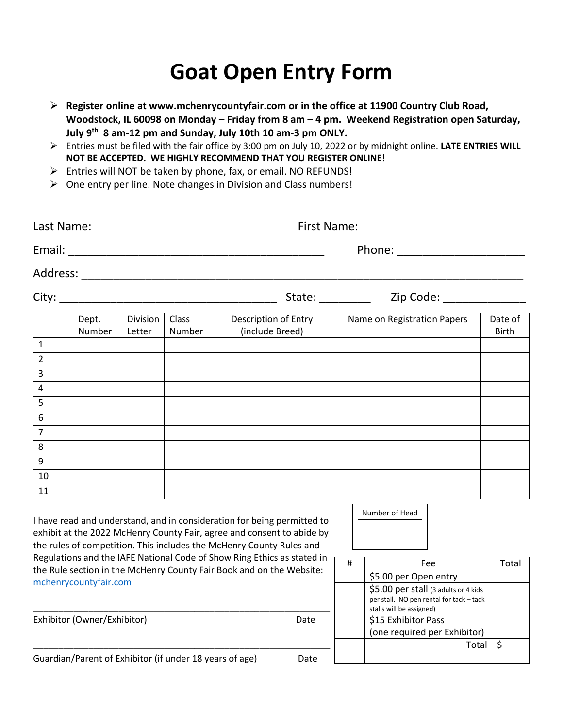# Goat Open Entry Form

- **Register online at www.mchenrycountyfair.com or in the office at 11900 Country Club Road, Woodstock, IL 60098 on Monday – Friday from 8 am – 4 pm. Weekend Registration open Saturday, July 9th 8 am-12 pm and Sunday, July 10th 10 am-3 pm ONLY.**
- Entries must be filed with the fair office by 3:00 pm on July 10, 2022 or by midnight online. **LATE ENTRIES WILL NOT BE ACCEPTED. WE HIGHLY RECOMMEND THAT YOU REGISTER ONLINE!**
- Entries will NOT be taken by phone, fax, or email. NO REFUNDS!
- One entry per line. Note changes in Division and Class numbers!

Last Name: ______________________________ First Name: __________________________

Email: ________________________________________ Phone: ____________________

Address: ______________________________________________________________________

City: __________________________________ State: ________ Zip Code: _____________

| | Dept. Number | Division Letter | Class Number | Description of Entry (include Breed) | Name on Registration Papers | Date of Birth |
|---|---|---|---|---|---|---|
| 1 | | | | | | |
| 2 | | | | | | |
| 3 | | | | | | |
| 4 | | | | | | |
| 5 | | | | | | |
| 6 | | | | | | |
| 7 | | | | | | |
| 8 | | | | | | |
| 9 | | | | | | |
| 10 | | | | | | |
| 11 | | | | | | |

I have read and understand, and in consideration for being permitted to exhibit at the 2022 McHenry County Fair, agree and consent to abide by the rules of competition. This includes the McHenry County Rules and Regulations and the IAFE National Code of Show Ring Ethics as stated in the Rule section in the McHenry County Fair Book and on the Website: mchenrycountyfair.com

____________________________________________________________

Exhibitor (Owner/Exhibitor) Date

____________________________________________________________

Guardian/Parent of Exhibitor (if under 18 years of age) Date

| Number of Head |
|---|
| |

| # | Fee | Total |
|---|---|---|
| | $5.00 per Open entry | |
| | $5.00 per stall (3 adults or 4 kids per stall. NO pen rental for tack – tack stalls will be assigned) | |
| | $15 Exhibitor Pass (one required per Exhibitor) | |
| | Total | $ |